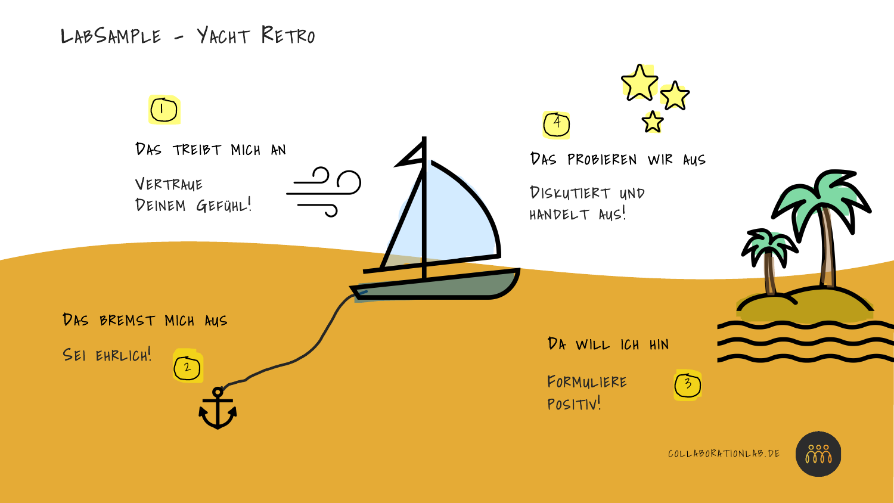# LabSample - Yacht Retro

1

**Das treibt mich an**

Vertraue deinem Gefühl!

2

**Das bremst mich aus**

Sei ehrlich!

3

**Da will ich hin**

Formuliere positiv!

4

**Das probieren wir aus**

Diskutiert und handelt aus!

collaborationlab.de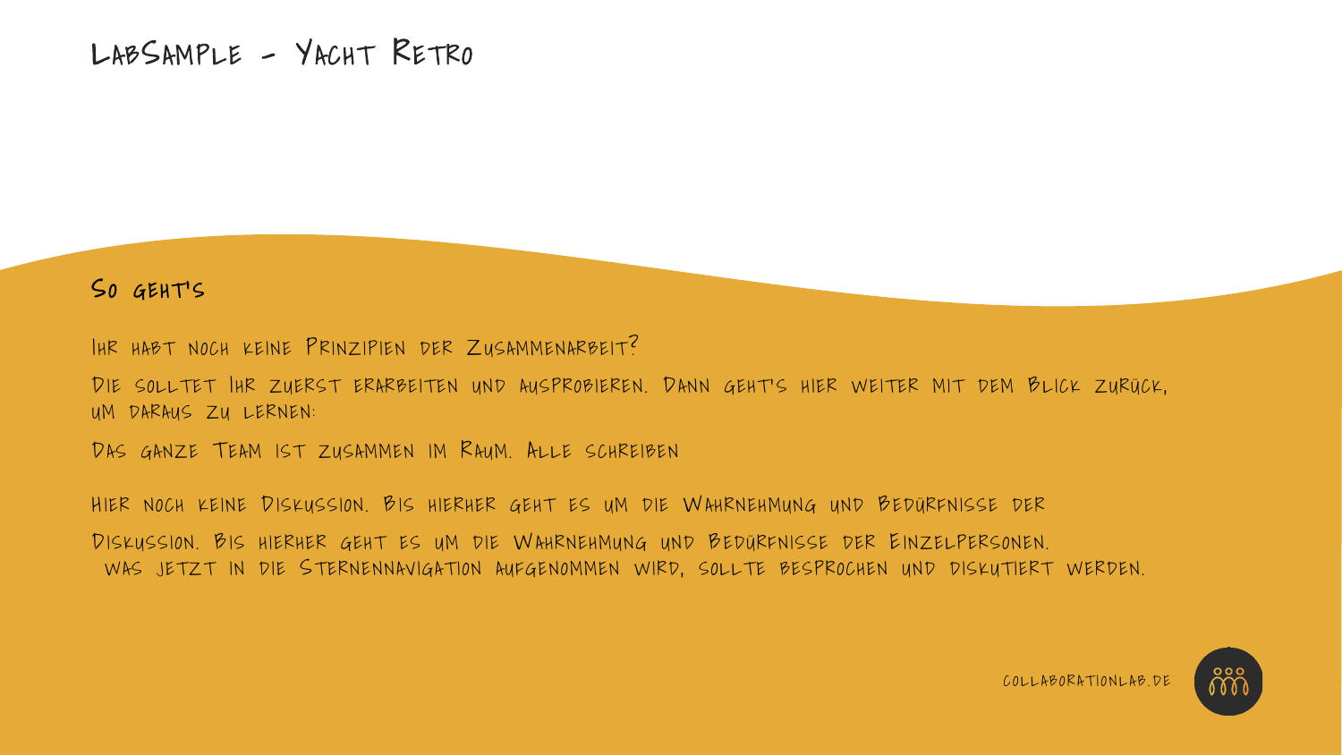# LabSample - Yacht Retro

## So geht's

Ihr habt noch keine Prinzipien der Zusammenarbeit?

Die solltet Ihr zuerst erarbeiten und ausprobieren. Dann geht's hier weiter mit dem Blick zurück, um daraus zu lernen:

Das ganze Team ist zusammen im Raum. Alle schreiben

hier noch keine Diskussion. Bis hierher geht es um die Wahrnehmung und Bedürfnisse der

Diskussion. Bis hierher geht es um die Wahrnehmung und Bedürfnisse der Einzelpersonen.
was jetzt in die Sternennavigation aufgenommen wird, sollte besprochen und diskutiert werden.

collaborationlab.de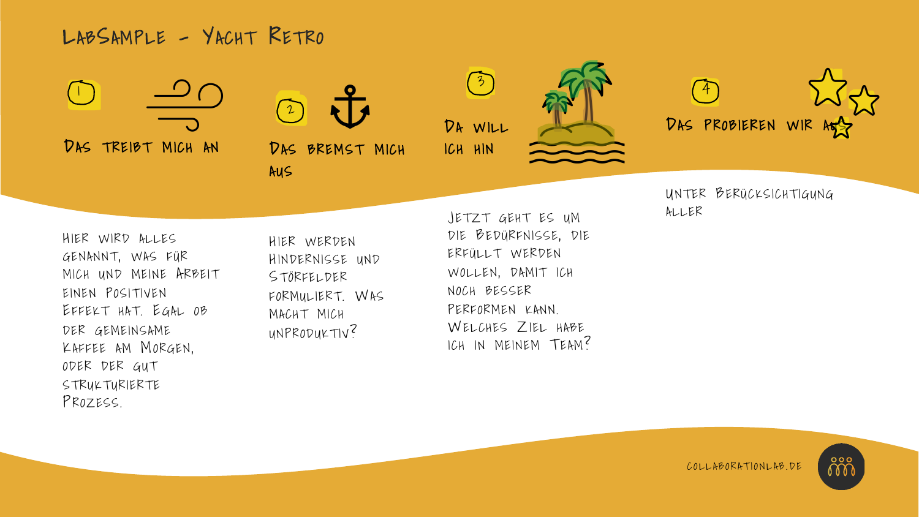# LabSample - Yacht Retro

## 1 Das treibt mich an

Hier wird alles genannt, was für mich und meine Arbeit einen positiven Effekt hat. Egal ob der gemeinsame Kaffee am Morgen, oder der gut strukturierte Prozess.

## 2 Das bremst mich aus

Hier werden Hindernisse und Störfelder formuliert. Was macht mich unproduktiv?

## 3 Da will ich hin

Jetzt geht es um die Bedürfnisse, die erfüllt werden wollen, damit ich noch besser performen kann. Welches Ziel habe ich in meinem Team?

## 4 Das probieren wir aus

unter Berücksichtigung aller

collaborationlab.de